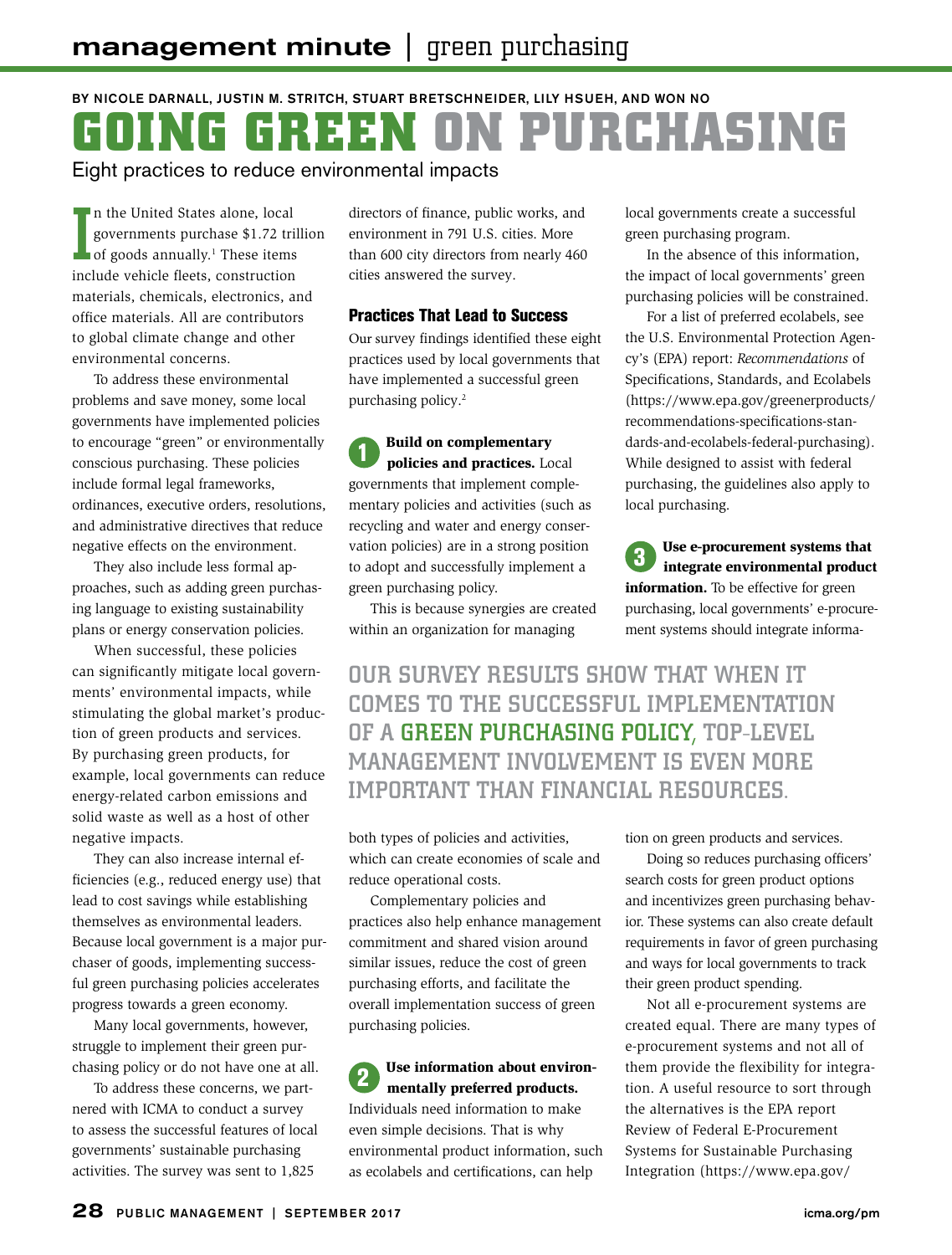**management minute** | green purchasing

BY NICOLE DARNALL, JUSTIN M. STRITCH, STUART BRETSCHNEIDER, LILY HSUEH, AND WON NO

# GOING GREEN ON PURCHASING

Eight practices to reduce environmental impacts

In the United States alone, local governments purchase $1.72 trillion of goods annually.[1] These items include vehicle fleets, construction materials, chemicals, electronics, and office materials. All are contributors to global climate change and other environmental concerns.

To address these environmental problems and save money, some local governments have implemented policies to encourage "green" or environmentally conscious purchasing. These policies include formal legal frameworks, ordinances, executive orders, resolutions, and administrative directives that reduce negative effects on the environment.

They also include less formal approaches, such as adding green purchasing language to existing sustainability plans or energy conservation policies.

When successful, these policies can significantly mitigate local governments' environmental impacts, while stimulating the global market's production of green products and services. By purchasing green products, for example, local governments can reduce energy-related carbon emissions and solid waste as well as a host of other negative impacts.

They can also increase internal efficiencies (e.g., reduced energy use) that lead to cost savings while establishing themselves as environmental leaders. Because local government is a major purchaser of goods, implementing successful green purchasing policies accelerates progress towards a green economy.

Many local governments, however, struggle to implement their green purchasing policy or do not have one at all.

To address these concerns, we partnered with ICMA to conduct a survey to assess the successful features of local governments' sustainable purchasing activities. The survey was sent to 1,825 directors of finance, public works, and environment in 791 U.S. cities. More than 600 city directors from nearly 460 cities answered the survey.

## Practices That Lead to Success

Our survey findings identified these eight practices used by local governments that have implemented a successful green purchasing policy.[2]

**1 Build on complementary policies and practices.** Local governments that implement complementary policies and activities (such as recycling and water and energy conservation policies) are in a strong position to adopt and successfully implement a green purchasing policy.

This is because synergies are created within an organization for managing both types of policies and activities, which can create economies of scale and reduce operational costs.

Complementary policies and practices also help enhance management commitment and shared vision around similar issues, reduce the cost of green purchasing efforts, and facilitate the overall implementation success of green purchasing policies.

**2 Use information about environmentally preferred products.** Individuals need information to make even simple decisions. That is why environmental product information, such as ecolabels and certifications, can help local governments create a successful green purchasing program.

In the absence of this information, the impact of local governments' green purchasing policies will be constrained.

For a list of preferred ecolabels, see the U.S. Environmental Protection Agency's (EPA) report: *Recommendations* of Specifications, Standards, and Ecolabels (https://www.epa.gov/greenerproducts/recommendations-specifications-standards-and-ecolabels-federal-purchasing). While designed to assist with federal purchasing, the guidelines also apply to local purchasing.

**3 Use e-procurement systems that integrate environmental product information.** To be effective for green purchasing, local governments' e-procurement systems should integrate information on green products and services.

Doing so reduces purchasing officers' search costs for green product options and incentivizes green purchasing behavior. These systems can also create default requirements in favor of green purchasing and ways for local governments to track their green product spending.

Not all e-procurement systems are created equal. There are many types of e-procurement systems and not all of them provide the flexibility for integration. A useful resource to sort through the alternatives is the EPA report Review of Federal E-Procurement Systems for Sustainable Purchasing Integration (https://www.epa.gov/

> OUR SURVEY RESULTS SHOW THAT WHEN IT COMES TO THE SUCCESSFUL IMPLEMENTATION OF A GREEN PURCHASING POLICY, TOP-LEVEL MANAGEMENT INVOLVEMENT IS EVEN MORE IMPORTANT THAN FINANCIAL RESOURCES.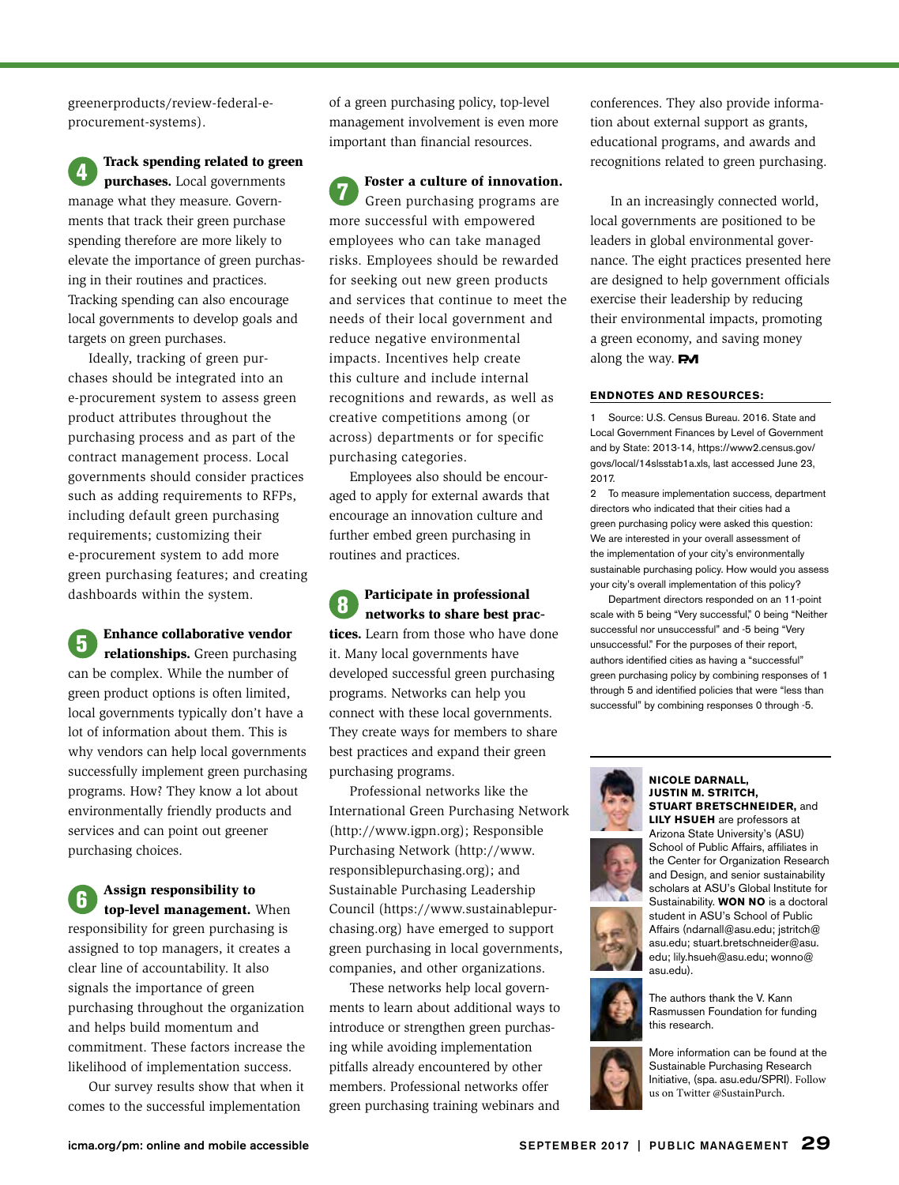greenerproducts/review-federal-e-procurement-systems).

**4 Track spending related to green purchases.** Local governments manage what they measure. Governments that track their green purchase spending therefore are more likely to elevate the importance of green purchasing in their routines and practices. Tracking spending can also encourage local governments to develop goals and targets on green purchases.

Ideally, tracking of green purchases should be integrated into an e-procurement system to assess green product attributes throughout the purchasing process and as part of the contract management process. Local governments should consider practices such as adding requirements to RFPs, including default green purchasing requirements; customizing their e-procurement system to add more green purchasing features; and creating dashboards within the system.

**5 Enhance collaborative vendor relationships.** Green purchasing can be complex. While the number of green product options is often limited, local governments typically don't have a lot of information about them. This is why vendors can help local governments successfully implement green purchasing programs. How? They know a lot about environmentally friendly products and services and can point out greener purchasing choices.

**6 Assign responsibility to top-level management.** When responsibility for green purchasing is assigned to top managers, it creates a clear line of accountability. It also signals the importance of green purchasing throughout the organization and helps build momentum and commitment. These factors increase the likelihood of implementation success.

Our survey results show that when it comes to the successful implementation of a green purchasing policy, top-level management involvement is even more important than financial resources.

**7 Foster a culture of innovation.** Green purchasing programs are more successful with empowered employees who can take managed risks. Employees should be rewarded for seeking out new green products and services that continue to meet the needs of their local government and reduce negative environmental impacts. Incentives help create this culture and include internal recognitions and rewards, as well as creative competitions among (or across) departments or for specific purchasing categories.

Employees also should be encouraged to apply for external awards that encourage an innovation culture and further embed green purchasing in routines and practices.

**8 Participate in professional networks to share best practices.** Learn from those who have done it. Many local governments have developed successful green purchasing programs. Networks can help you connect with these local governments. They create ways for members to share best practices and expand their green purchasing programs.

Professional networks like the International Green Purchasing Network (http://www.igpn.org); Responsible Purchasing Network (http://www.responsiblepurchasing.org); and Sustainable Purchasing Leadership Council (https://www.sustainablepurchasing.org) have emerged to support green purchasing in local governments, companies, and other organizations.

These networks help local governments to learn about additional ways to introduce or strengthen green purchasing while avoiding implementation pitfalls already encountered by other members. Professional networks offer green purchasing training webinars and conferences. They also provide information about external support as grants, educational programs, and awards and recognitions related to green purchasing.

In an increasingly connected world, local governments are positioned to be leaders in global environmental governance. The eight practices presented here are designed to help government officials exercise their leadership by reducing their environmental impacts, promoting a green economy, and saving money along the way. PM

## ENDNOTES AND RESOURCES:

1 Source: U.S. Census Bureau. 2016. State and Local Government Finances by Level of Government and by State: 2013-14, https://www2.census.gov/govs/local/14slsstab1a.xls, last accessed June 23, 2017.

2 To measure implementation success, department directors who indicated that their cities had a green purchasing policy were asked this question: We are interested in your overall assessment of the implementation of your city's environmentally sustainable purchasing policy. How would you assess your city's overall implementation of this policy?

Department directors responded on an 11-point scale with 5 being "Very successful," 0 being "Neither successful nor unsuccessful" and -5 being "Very unsuccessful." For the purposes of their report, authors identified cities as having a "successful" green purchasing policy by combining responses of 1 through 5 and identified policies that were "less than successful" by combining responses 0 through -5.

**NICOLE DARNALL, JUSTIN M. STRITCH, STUART BRETSCHNEIDER,** and **LILY HSUEH** are professors at Arizona State University's (ASU) School of Public Affairs, affiliates in the Center for Organization Research and Design, and senior sustainability scholars at ASU's Global Institute for Sustainability. **WON NO** is a doctoral student in ASU's School of Public Affairs (ndarnall@asu.edu; jstritch@asu.edu; stuart.bretschneider@asu.edu; lily.hsueh@asu.edu; wonno@asu.edu).

The authors thank the V. Kann Rasmussen Foundation for funding this research.

More information can be found at the Sustainable Purchasing Research Initiative, (spa.asu.edu/SPRI). Follow us on Twitter @SustainPurch.